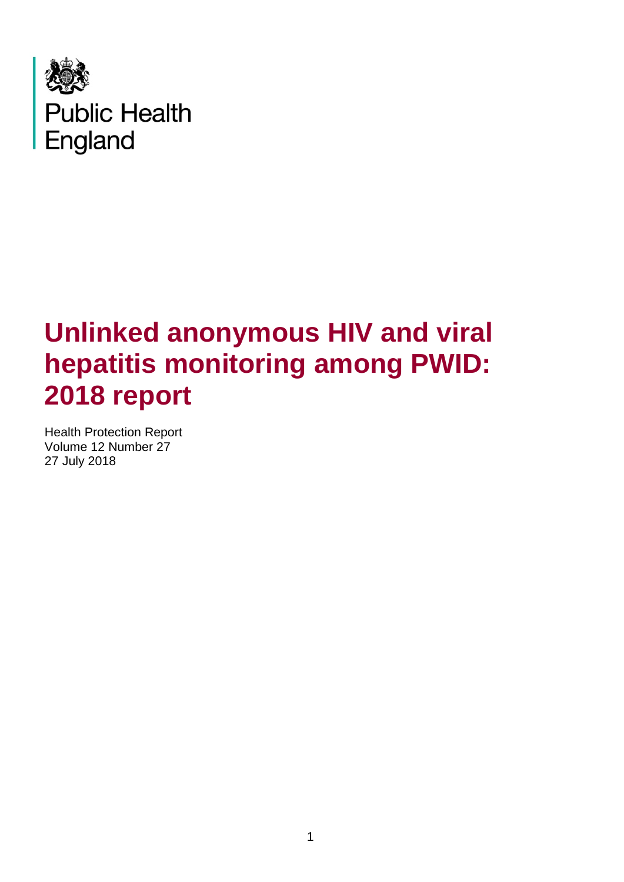Public Health England

# Unlinked anonymous HIV and viral hepatitis monitoring among PWID: 2018 report

Health Protection Report
Volume 12 Number 27
27 July 2018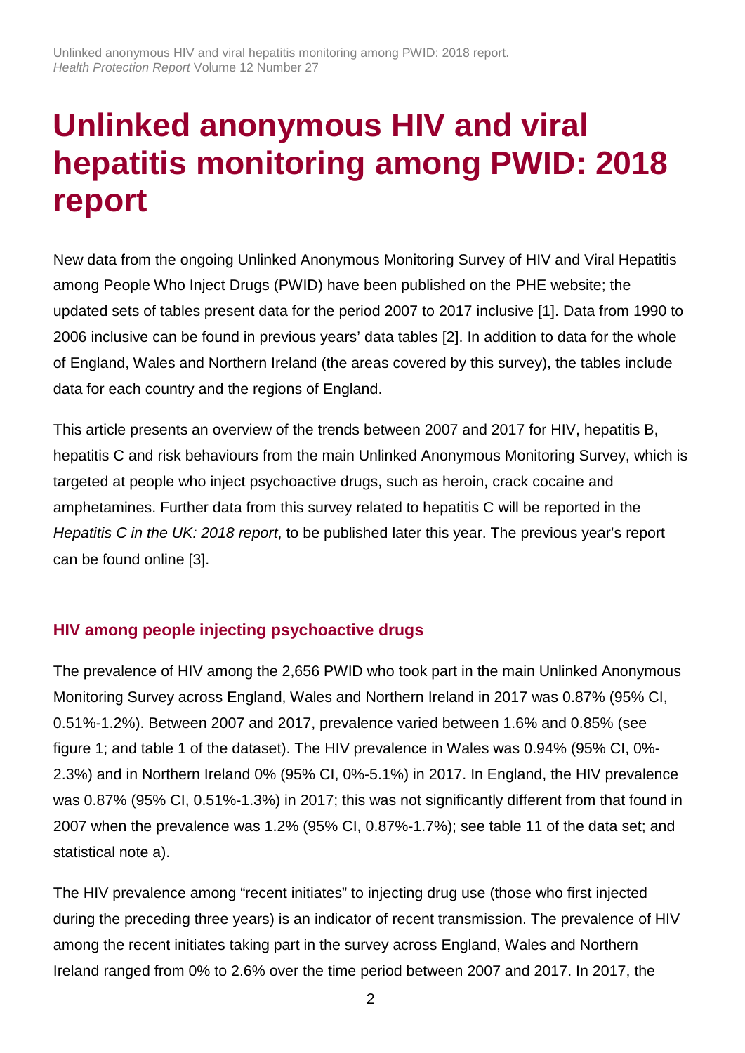# Unlinked anonymous HIV and viral hepatitis monitoring among PWID: 2018 report

New data from the ongoing Unlinked Anonymous Monitoring Survey of HIV and Viral Hepatitis among People Who Inject Drugs (PWID) have been published on the PHE website; the updated sets of tables present data for the period 2007 to 2017 inclusive [1]. Data from 1990 to 2006 inclusive can be found in previous years' data tables [2]. In addition to data for the whole of England, Wales and Northern Ireland (the areas covered by this survey), the tables include data for each country and the regions of England.

This article presents an overview of the trends between 2007 and 2017 for HIV, hepatitis B, hepatitis C and risk behaviours from the main Unlinked Anonymous Monitoring Survey, which is targeted at people who inject psychoactive drugs, such as heroin, crack cocaine and amphetamines. Further data from this survey related to hepatitis C will be reported in the *Hepatitis C in the UK: 2018 report*, to be published later this year. The previous year's report can be found online [3].

### HIV among people injecting psychoactive drugs

The prevalence of HIV among the 2,656 PWID who took part in the main Unlinked Anonymous Monitoring Survey across England, Wales and Northern Ireland in 2017 was 0.87% (95% CI, 0.51%-1.2%). Between 2007 and 2017, prevalence varied between 1.6% and 0.85% (see figure 1; and table 1 of the dataset). The HIV prevalence in Wales was 0.94% (95% CI, 0%-2.3%) and in Northern Ireland 0% (95% CI, 0%-5.1%) in 2017. In England, the HIV prevalence was 0.87% (95% CI, 0.51%-1.3%) in 2017; this was not significantly different from that found in 2007 when the prevalence was 1.2% (95% CI, 0.87%-1.7%); see table 11 of the data set; and statistical note a).

The HIV prevalence among "recent initiates" to injecting drug use (those who first injected during the preceding three years) is an indicator of recent transmission. The prevalence of HIV among the recent initiates taking part in the survey across England, Wales and Northern Ireland ranged from 0% to 2.6% over the time period between 2007 and 2017. In 2017, the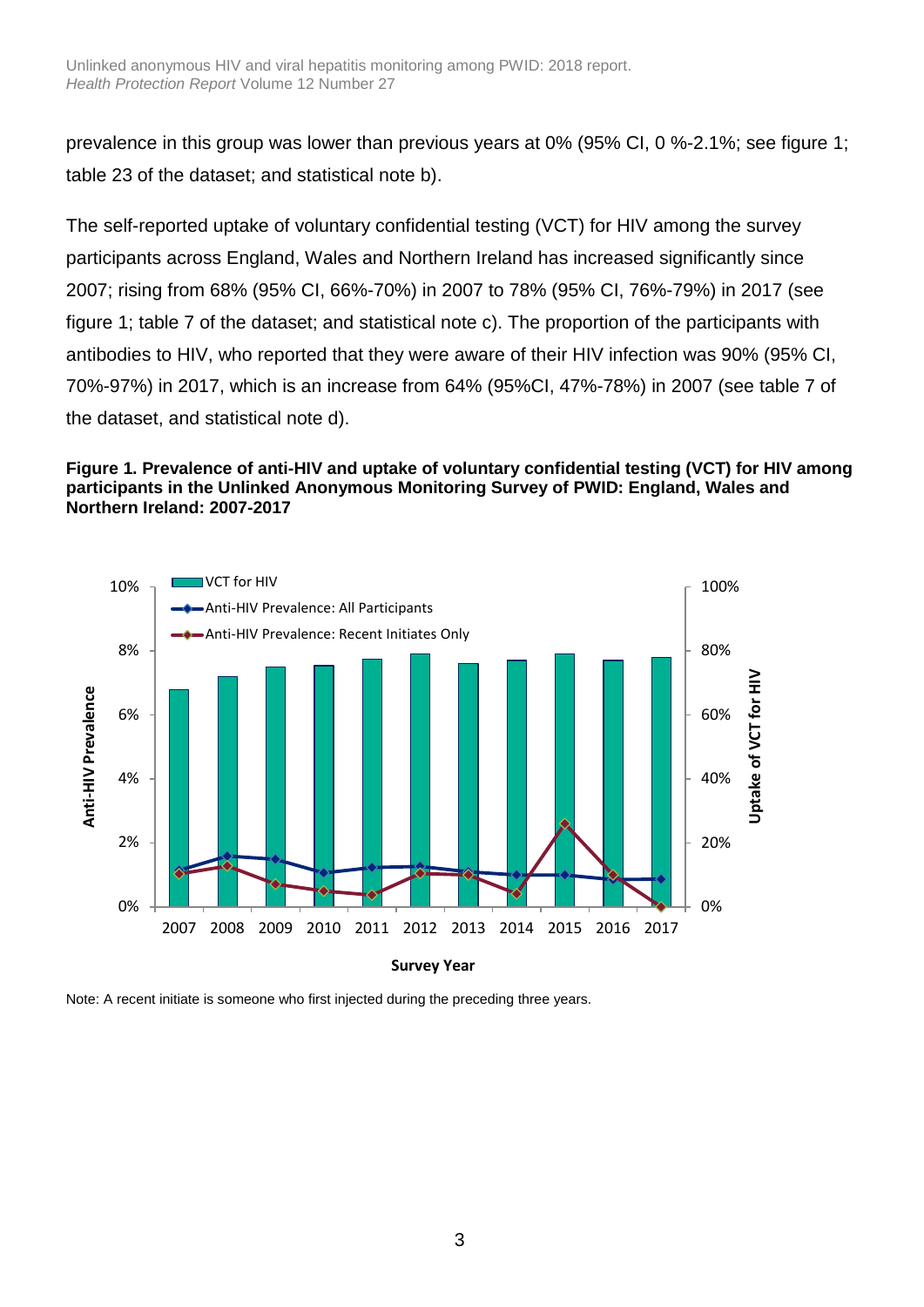prevalence in this group was lower than previous years at 0% (95% CI, 0 %-2.1%; see figure 1; table 23 of the dataset; and statistical note b).

The self-reported uptake of voluntary confidential testing (VCT) for HIV among the survey participants across England, Wales and Northern Ireland has increased significantly since 2007; rising from 68% (95% CI, 66%-70%) in 2007 to 78% (95% CI, 76%-79%) in 2017 (see figure 1; table 7 of the dataset; and statistical note c). The proportion of the participants with antibodies to HIV, who reported that they were aware of their HIV infection was 90% (95% CI, 70%-97%) in 2017, which is an increase from 64% (95%CI, 47%-78%) in 2007 (see table 7 of the dataset, and statistical note d).

**Figure 1. Prevalence of anti-HIV and uptake of voluntary confidential testing (VCT) for HIV among participants in the Unlinked Anonymous Monitoring Survey of PWID: England, Wales and Northern Ireland: 2007-2017**

Note: A recent initiate is someone who first injected during the preceding three years.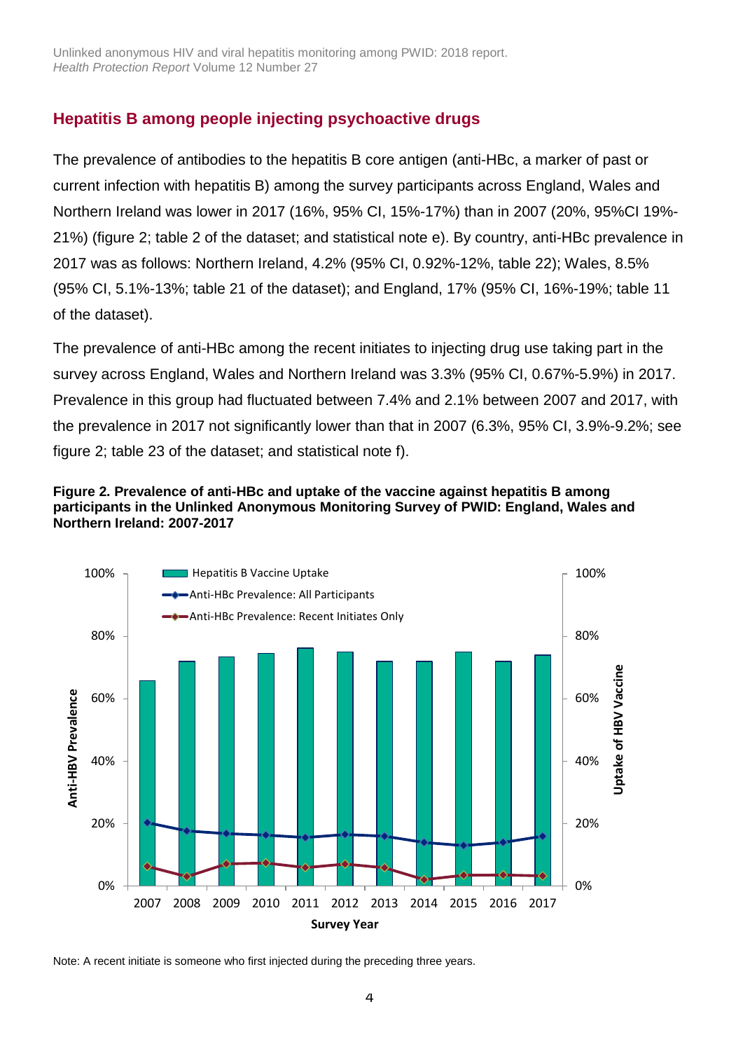## Hepatitis B among people injecting psychoactive drugs

The prevalence of antibodies to the hepatitis B core antigen (anti-HBc, a marker of past or current infection with hepatitis B) among the survey participants across England, Wales and Northern Ireland was lower in 2017 (16%, 95% CI, 15%-17%) than in 2007 (20%, 95%CI 19%-21%) (figure 2; table 2 of the dataset; and statistical note e). By country, anti-HBc prevalence in 2017 was as follows: Northern Ireland, 4.2% (95% CI, 0.92%-12%, table 22); Wales, 8.5% (95% CI, 5.1%-13%; table 21 of the dataset); and England, 17% (95% CI, 16%-19%; table 11 of the dataset).

The prevalence of anti-HBc among the recent initiates to injecting drug use taking part in the survey across England, Wales and Northern Ireland was 3.3% (95% CI, 0.67%-5.9%) in 2017. Prevalence in this group had fluctuated between 7.4% and 2.1% between 2007 and 2017, with the prevalence in 2017 not significantly lower than that in 2007 (6.3%, 95% CI, 3.9%-9.2%; see figure 2; table 23 of the dataset; and statistical note f).

**Figure 2. Prevalence of anti-HBc and uptake of the vaccine against hepatitis B among participants in the Unlinked Anonymous Monitoring Survey of PWID: England, Wales and Northern Ireland: 2007-2017**

Note: A recent initiate is someone who first injected during the preceding three years.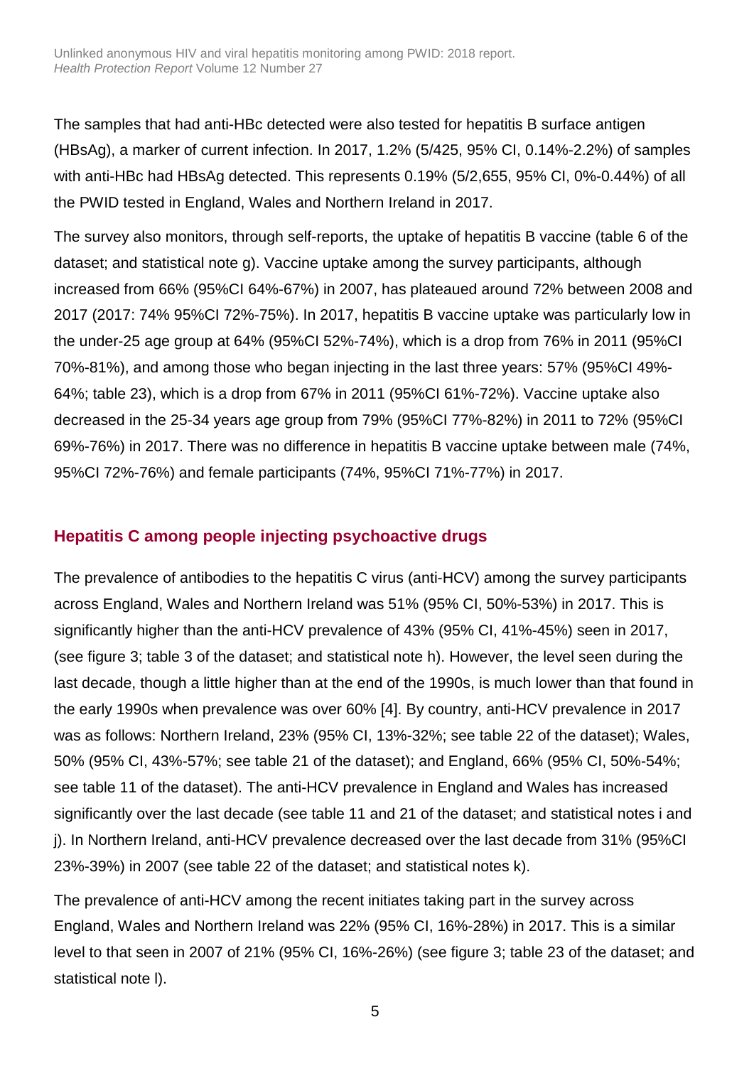The samples that had anti-HBc detected were also tested for hepatitis B surface antigen (HBsAg), a marker of current infection. In 2017, 1.2% (5/425, 95% CI, 0.14%-2.2%) of samples with anti-HBc had HBsAg detected. This represents 0.19% (5/2,655, 95% CI, 0%-0.44%) of all the PWID tested in England, Wales and Northern Ireland in 2017.

The survey also monitors, through self-reports, the uptake of hepatitis B vaccine (table 6 of the dataset; and statistical note g). Vaccine uptake among the survey participants, although increased from 66% (95%CI 64%-67%) in 2007, has plateaued around 72% between 2008 and 2017 (2017: 74% 95%CI 72%-75%). In 2017, hepatitis B vaccine uptake was particularly low in the under-25 age group at 64% (95%CI 52%-74%), which is a drop from 76% in 2011 (95%CI 70%-81%), and among those who began injecting in the last three years: 57% (95%CI 49%-64%; table 23), which is a drop from 67% in 2011 (95%CI 61%-72%). Vaccine uptake also decreased in the 25-34 years age group from 79% (95%CI 77%-82%) in 2011 to 72% (95%CI 69%-76%) in 2017. There was no difference in hepatitis B vaccine uptake between male (74%, 95%CI 72%-76%) and female participants (74%, 95%CI 71%-77%) in 2017.

## Hepatitis C among people injecting psychoactive drugs

The prevalence of antibodies to the hepatitis C virus (anti-HCV) among the survey participants across England, Wales and Northern Ireland was 51% (95% CI, 50%-53%) in 2017. This is significantly higher than the anti-HCV prevalence of 43% (95% CI, 41%-45%) seen in 2017, (see figure 3; table 3 of the dataset; and statistical note h). However, the level seen during the last decade, though a little higher than at the end of the 1990s, is much lower than that found in the early 1990s when prevalence was over 60% [4]. By country, anti-HCV prevalence in 2017 was as follows: Northern Ireland, 23% (95% CI, 13%-32%; see table 22 of the dataset); Wales, 50% (95% CI, 43%-57%; see table 21 of the dataset); and England, 66% (95% CI, 50%-54%; see table 11 of the dataset). The anti-HCV prevalence in England and Wales has increased significantly over the last decade (see table 11 and 21 of the dataset; and statistical notes i and j). In Northern Ireland, anti-HCV prevalence decreased over the last decade from 31% (95%CI 23%-39%) in 2007 (see table 22 of the dataset; and statistical notes k).

The prevalence of anti-HCV among the recent initiates taking part in the survey across England, Wales and Northern Ireland was 22% (95% CI, 16%-28%) in 2017. This is a similar level to that seen in 2007 of 21% (95% CI, 16%-26%) (see figure 3; table 23 of the dataset; and statistical note l).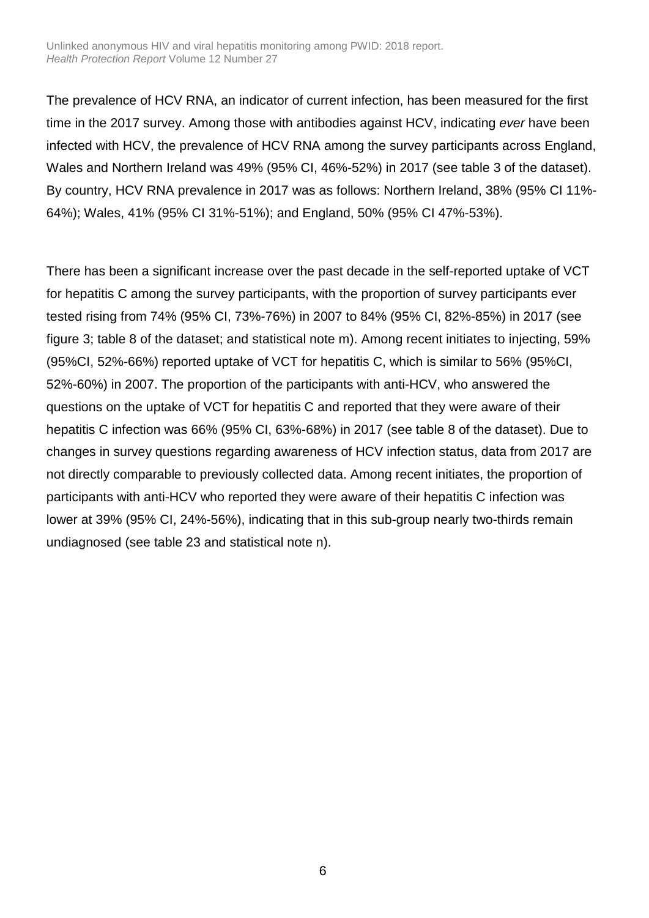The prevalence of HCV RNA, an indicator of current infection, has been measured for the first time in the 2017 survey. Among those with antibodies against HCV, indicating *ever* have been infected with HCV, the prevalence of HCV RNA among the survey participants across England, Wales and Northern Ireland was 49% (95% CI, 46%-52%) in 2017 (see table 3 of the dataset). By country, HCV RNA prevalence in 2017 was as follows: Northern Ireland, 38% (95% CI 11%-64%); Wales, 41% (95% CI 31%-51%); and England, 50% (95% CI 47%-53%).

There has been a significant increase over the past decade in the self-reported uptake of VCT for hepatitis C among the survey participants, with the proportion of survey participants ever tested rising from 74% (95% CI, 73%-76%) in 2007 to 84% (95% CI, 82%-85%) in 2017 (see figure 3; table 8 of the dataset; and statistical note m). Among recent initiates to injecting, 59% (95%CI, 52%-66%) reported uptake of VCT for hepatitis C, which is similar to 56% (95%CI, 52%-60%) in 2007. The proportion of the participants with anti-HCV, who answered the questions on the uptake of VCT for hepatitis C and reported that they were aware of their hepatitis C infection was 66% (95% CI, 63%-68%) in 2017 (see table 8 of the dataset). Due to changes in survey questions regarding awareness of HCV infection status, data from 2017 are not directly comparable to previously collected data. Among recent initiates, the proportion of participants with anti-HCV who reported they were aware of their hepatitis C infection was lower at 39% (95% CI, 24%-56%), indicating that in this sub-group nearly two-thirds remain undiagnosed (see table 23 and statistical note n).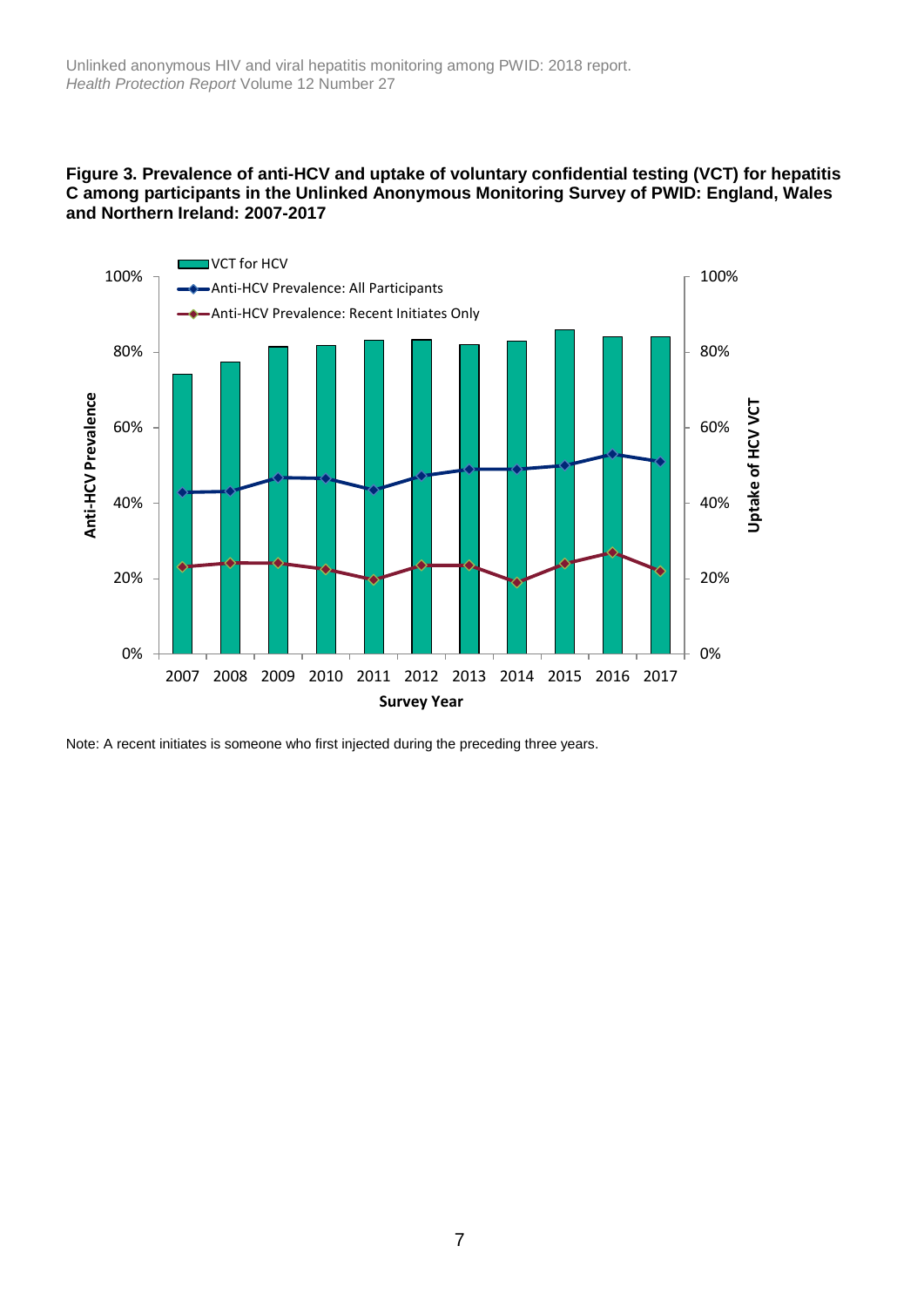**Figure 3. Prevalence of anti-HCV and uptake of voluntary confidential testing (VCT) for hepatitis C among participants in the Unlinked Anonymous Monitoring Survey of PWID: England, Wales and Northern Ireland: 2007-2017**

Note: A recent initiates is someone who first injected during the preceding three years.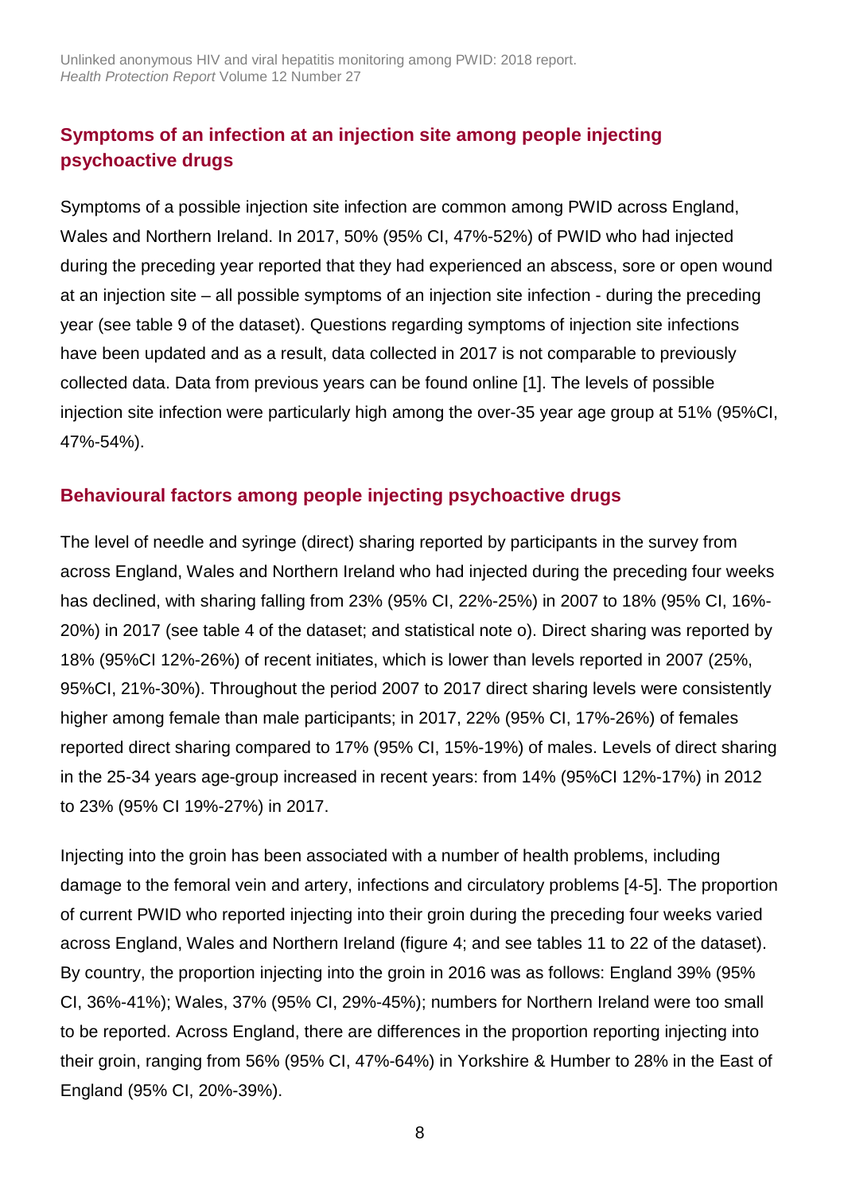## Symptoms of an infection at an injection site among people injecting psychoactive drugs

Symptoms of a possible injection site infection are common among PWID across England, Wales and Northern Ireland. In 2017, 50% (95% CI, 47%-52%) of PWID who had injected during the preceding year reported that they had experienced an abscess, sore or open wound at an injection site – all possible symptoms of an injection site infection - during the preceding year (see table 9 of the dataset). Questions regarding symptoms of injection site infections have been updated and as a result, data collected in 2017 is not comparable to previously collected data. Data from previous years can be found online [1]. The levels of possible injection site infection were particularly high among the over-35 year age group at 51% (95%CI, 47%-54%).

## Behavioural factors among people injecting psychoactive drugs

The level of needle and syringe (direct) sharing reported by participants in the survey from across England, Wales and Northern Ireland who had injected during the preceding four weeks has declined, with sharing falling from 23% (95% CI, 22%-25%) in 2007 to 18% (95% CI, 16%-20%) in 2017 (see table 4 of the dataset; and statistical note o). Direct sharing was reported by 18% (95%CI 12%-26%) of recent initiates, which is lower than levels reported in 2007 (25%, 95%CI, 21%-30%). Throughout the period 2007 to 2017 direct sharing levels were consistently higher among female than male participants; in 2017, 22% (95% CI, 17%-26%) of females reported direct sharing compared to 17% (95% CI, 15%-19%) of males. Levels of direct sharing in the 25-34 years age-group increased in recent years: from 14% (95%CI 12%-17%) in 2012 to 23% (95% CI 19%-27%) in 2017.

Injecting into the groin has been associated with a number of health problems, including damage to the femoral vein and artery, infections and circulatory problems [4-5]. The proportion of current PWID who reported injecting into their groin during the preceding four weeks varied across England, Wales and Northern Ireland (figure 4; and see tables 11 to 22 of the dataset). By country, the proportion injecting into the groin in 2016 was as follows: England 39% (95% CI, 36%-41%); Wales, 37% (95% CI, 29%-45%); numbers for Northern Ireland were too small to be reported. Across England, there are differences in the proportion reporting injecting into their groin, ranging from 56% (95% CI, 47%-64%) in Yorkshire & Humber to 28% in the East of England (95% CI, 20%-39%).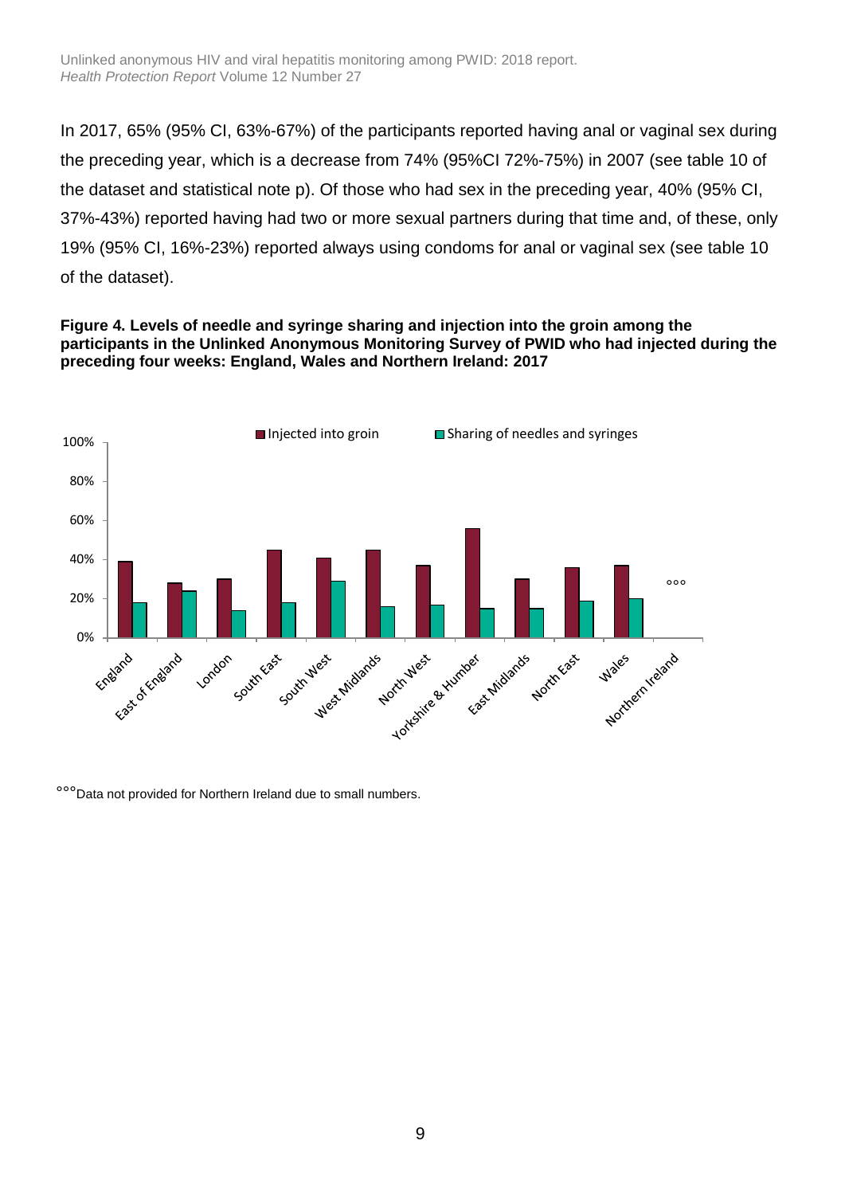In 2017, 65% (95% CI, 63%-67%) of the participants reported having anal or vaginal sex during the preceding year, which is a decrease from 74% (95%CI 72%-75%) in 2007 (see table 10 of the dataset and statistical note p). Of those who had sex in the preceding year, 40% (95% CI, 37%-43%) reported having had two or more sexual partners during that time and, of these, only 19% (95% CI, 16%-23%) reported always using condoms for anal or vaginal sex (see table 10 of the dataset).

**Figure 4. Levels of needle and syringe sharing and injection into the groin among the participants in the Unlinked Anonymous Monitoring Survey of PWID who had injected during the preceding four weeks: England, Wales and Northern Ireland: 2017**

°°°Data not provided for Northern Ireland due to small numbers.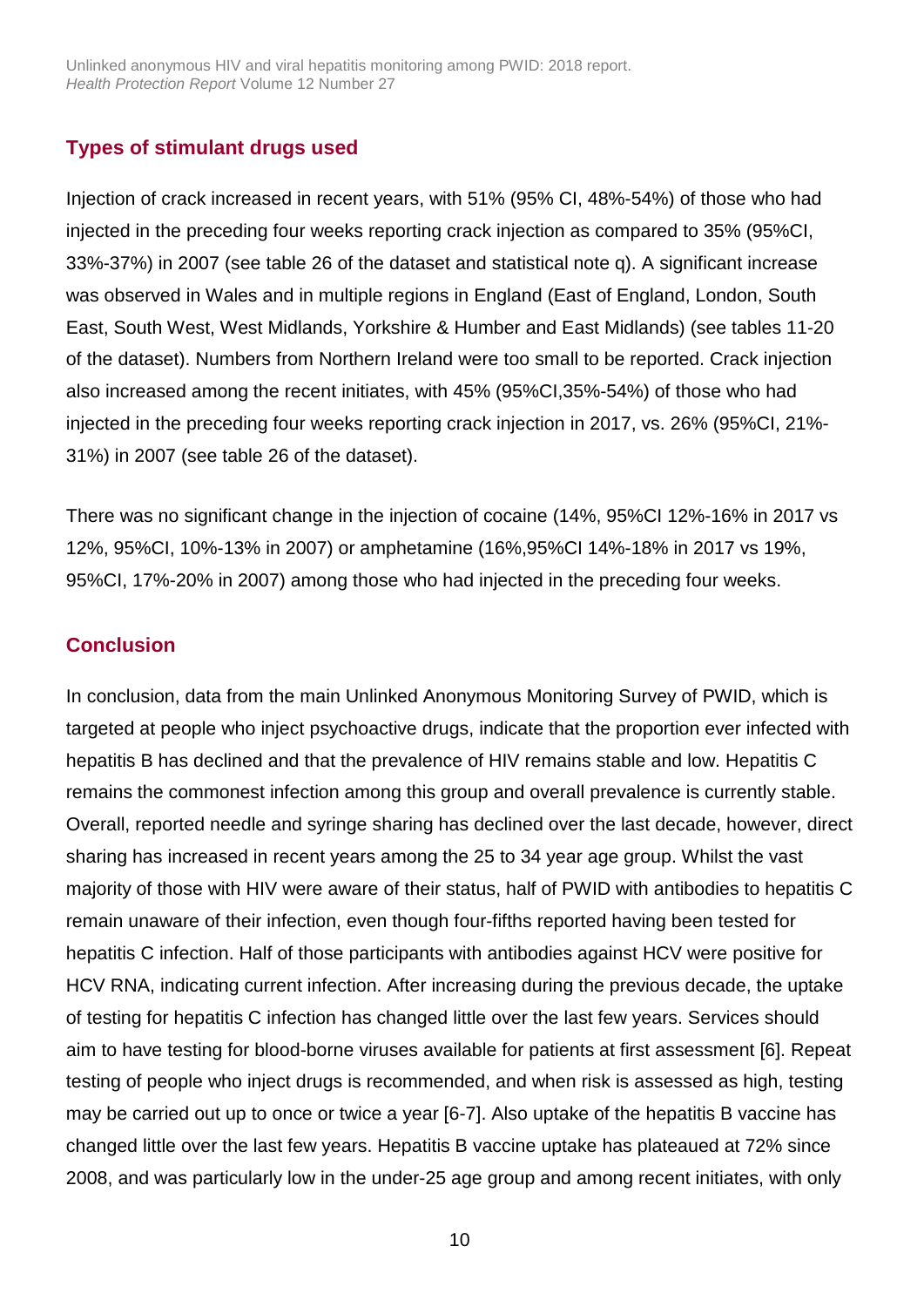## Types of stimulant drugs used

Injection of crack increased in recent years, with 51% (95% CI, 48%-54%) of those who had injected in the preceding four weeks reporting crack injection as compared to 35% (95%CI, 33%-37%) in 2007 (see table 26 of the dataset and statistical note q). A significant increase was observed in Wales and in multiple regions in England (East of England, London, South East, South West, West Midlands, Yorkshire & Humber and East Midlands) (see tables 11-20 of the dataset). Numbers from Northern Ireland were too small to be reported. Crack injection also increased among the recent initiates, with 45% (95%CI,35%-54%) of those who had injected in the preceding four weeks reporting crack injection in 2017, vs. 26% (95%CI, 21%-31%) in 2007 (see table 26 of the dataset).

There was no significant change in the injection of cocaine (14%, 95%CI 12%-16% in 2017 vs 12%, 95%CI, 10%-13% in 2007) or amphetamine (16%,95%CI 14%-18% in 2017 vs 19%, 95%CI, 17%-20% in 2007) among those who had injected in the preceding four weeks.

## Conclusion

In conclusion, data from the main Unlinked Anonymous Monitoring Survey of PWID, which is targeted at people who inject psychoactive drugs, indicate that the proportion ever infected with hepatitis B has declined and that the prevalence of HIV remains stable and low. Hepatitis C remains the commonest infection among this group and overall prevalence is currently stable. Overall, reported needle and syringe sharing has declined over the last decade, however, direct sharing has increased in recent years among the 25 to 34 year age group. Whilst the vast majority of those with HIV were aware of their status, half of PWID with antibodies to hepatitis C remain unaware of their infection, even though four-fifths reported having been tested for hepatitis C infection. Half of those participants with antibodies against HCV were positive for HCV RNA, indicating current infection. After increasing during the previous decade, the uptake of testing for hepatitis C infection has changed little over the last few years. Services should aim to have testing for blood-borne viruses available for patients at first assessment [6]. Repeat testing of people who inject drugs is recommended, and when risk is assessed as high, testing may be carried out up to once or twice a year [6-7]. Also uptake of the hepatitis B vaccine has changed little over the last few years. Hepatitis B vaccine uptake has plateaued at 72% since 2008, and was particularly low in the under-25 age group and among recent initiates, with only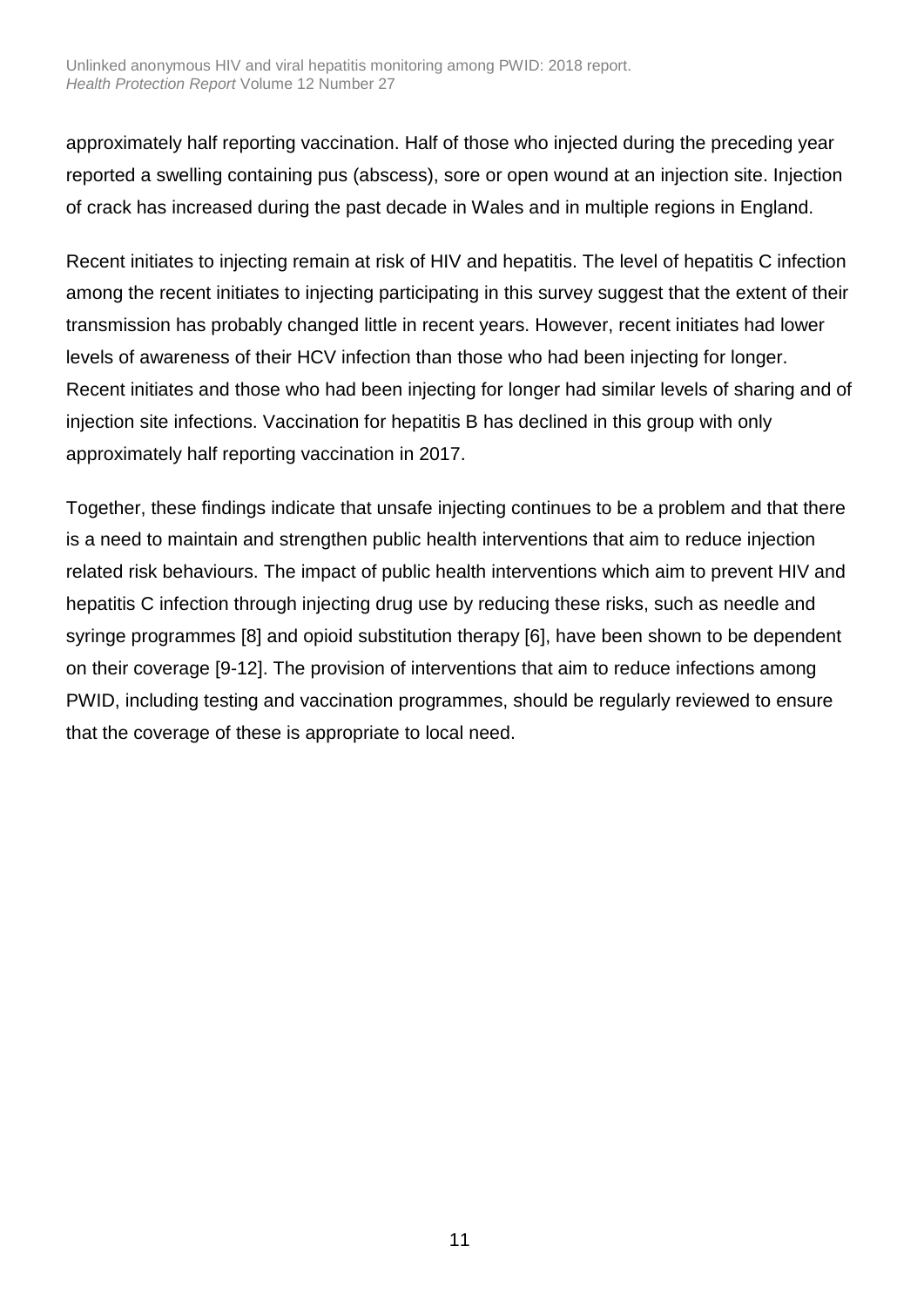approximately half reporting vaccination. Half of those who injected during the preceding year reported a swelling containing pus (abscess), sore or open wound at an injection site. Injection of crack has increased during the past decade in Wales and in multiple regions in England.

Recent initiates to injecting remain at risk of HIV and hepatitis. The level of hepatitis C infection among the recent initiates to injecting participating in this survey suggest that the extent of their transmission has probably changed little in recent years. However, recent initiates had lower levels of awareness of their HCV infection than those who had been injecting for longer. Recent initiates and those who had been injecting for longer had similar levels of sharing and of injection site infections. Vaccination for hepatitis B has declined in this group with only approximately half reporting vaccination in 2017.

Together, these findings indicate that unsafe injecting continues to be a problem and that there is a need to maintain and strengthen public health interventions that aim to reduce injection related risk behaviours. The impact of public health interventions which aim to prevent HIV and hepatitis C infection through injecting drug use by reducing these risks, such as needle and syringe programmes [8] and opioid substitution therapy [6], have been shown to be dependent on their coverage [9-12]. The provision of interventions that aim to reduce infections among PWID, including testing and vaccination programmes, should be regularly reviewed to ensure that the coverage of these is appropriate to local need.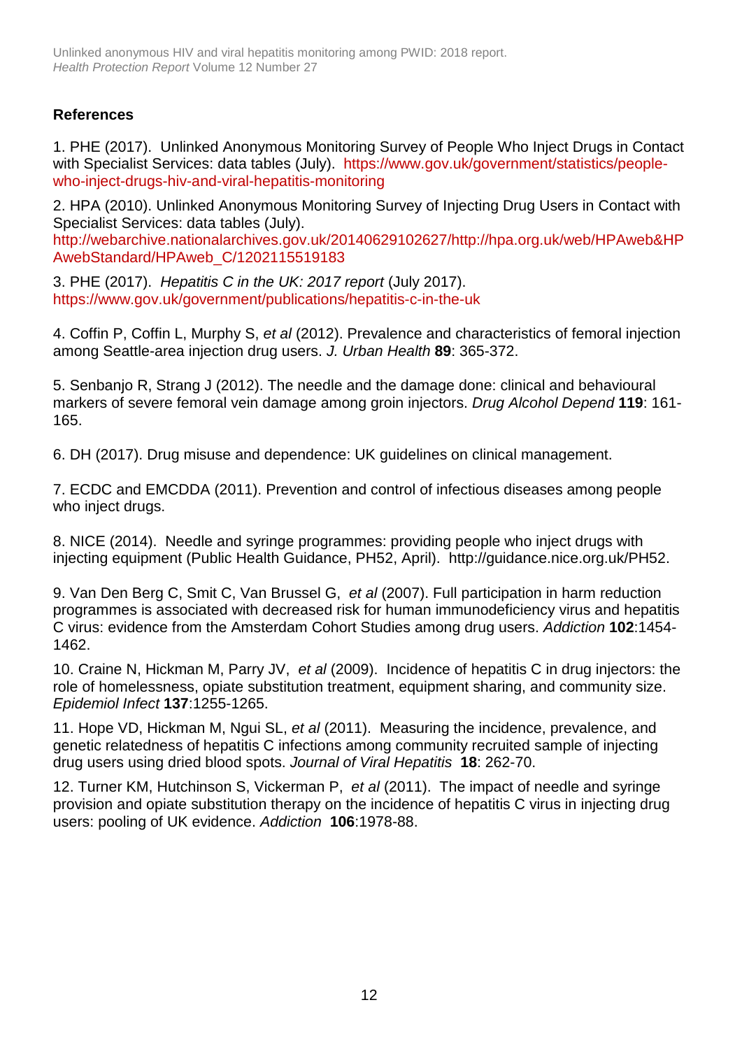## References

1. PHE (2017). Unlinked Anonymous Monitoring Survey of People Who Inject Drugs in Contact with Specialist Services: data tables (July). https://www.gov.uk/government/statistics/people-who-inject-drugs-hiv-and-viral-hepatitis-monitoring

2. HPA (2010). Unlinked Anonymous Monitoring Survey of Injecting Drug Users in Contact with Specialist Services: data tables (July). http://webarchive.nationalarchives.gov.uk/20140629102627/http://hpa.org.uk/web/HPAweb&HPAwebStandard/HPAweb_C/1202115519183

3. PHE (2017). *Hepatitis C in the UK: 2017 report* (July 2017). https://www.gov.uk/government/publications/hepatitis-c-in-the-uk

4. Coffin P, Coffin L, Murphy S, *et al* (2012). Prevalence and characteristics of femoral injection among Seattle-area injection drug users. *J. Urban Health* **89**: 365-372.

5. Senbanjo R, Strang J (2012). The needle and the damage done: clinical and behavioural markers of severe femoral vein damage among groin injectors. *Drug Alcohol Depend* **119**: 161-165.

6. DH (2017). Drug misuse and dependence: UK guidelines on clinical management.

7. ECDC and EMCDDA (2011). Prevention and control of infectious diseases among people who inject drugs.

8. NICE (2014). Needle and syringe programmes: providing people who inject drugs with injecting equipment (Public Health Guidance, PH52, April). http://guidance.nice.org.uk/PH52.

9. Van Den Berg C, Smit C, Van Brussel G, *et al* (2007). Full participation in harm reduction programmes is associated with decreased risk for human immunodeficiency virus and hepatitis C virus: evidence from the Amsterdam Cohort Studies among drug users. *Addiction* **102**:1454-1462.

10. Craine N, Hickman M, Parry JV, *et al* (2009). Incidence of hepatitis C in drug injectors: the role of homelessness, opiate substitution treatment, equipment sharing, and community size. *Epidemiol Infect* **137**:1255-1265.

11. Hope VD, Hickman M, Ngui SL, *et al* (2011). Measuring the incidence, prevalence, and genetic relatedness of hepatitis C infections among community recruited sample of injecting drug users using dried blood spots. *Journal of Viral Hepatitis* **18**: 262-70.

12. Turner KM, Hutchinson S, Vickerman P, *et al* (2011). The impact of needle and syringe provision and opiate substitution therapy on the incidence of hepatitis C virus in injecting drug users: pooling of UK evidence. *Addiction* **106**:1978-88.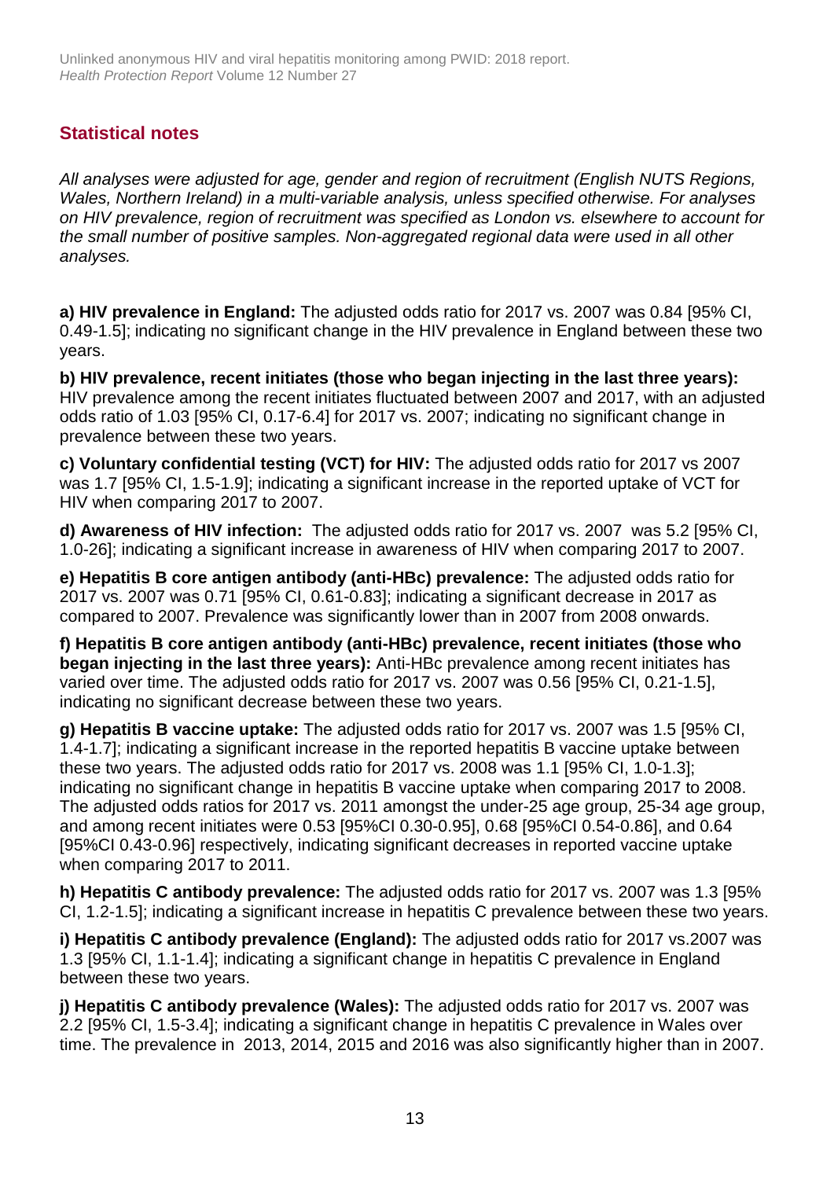## Statistical notes

*All analyses were adjusted for age, gender and region of recruitment (English NUTS Regions, Wales, Northern Ireland) in a multi-variable analysis, unless specified otherwise. For analyses on HIV prevalence, region of recruitment was specified as London vs. elsewhere to account for the small number of positive samples. Non-aggregated regional data were used in all other analyses.*

**a) HIV prevalence in England:** The adjusted odds ratio for 2017 vs. 2007 was 0.84 [95% CI, 0.49-1.5]; indicating no significant change in the HIV prevalence in England between these two years.

**b) HIV prevalence, recent initiates (those who began injecting in the last three years):** HIV prevalence among the recent initiates fluctuated between 2007 and 2017, with an adjusted odds ratio of 1.03 [95% CI, 0.17-6.4] for 2017 vs. 2007; indicating no significant change in prevalence between these two years.

**c) Voluntary confidential testing (VCT) for HIV:** The adjusted odds ratio for 2017 vs 2007 was 1.7 [95% CI, 1.5-1.9]; indicating a significant increase in the reported uptake of VCT for HIV when comparing 2017 to 2007.

**d) Awareness of HIV infection:** The adjusted odds ratio for 2017 vs. 2007 was 5.2 [95% CI, 1.0-26]; indicating a significant increase in awareness of HIV when comparing 2017 to 2007.

**e) Hepatitis B core antigen antibody (anti-HBc) prevalence:** The adjusted odds ratio for 2017 vs. 2007 was 0.71 [95% CI, 0.61-0.83]; indicating a significant decrease in 2017 as compared to 2007. Prevalence was significantly lower than in 2007 from 2008 onwards.

**f) Hepatitis B core antigen antibody (anti-HBc) prevalence, recent initiates (those who began injecting in the last three years):** Anti-HBc prevalence among recent initiates has varied over time. The adjusted odds ratio for 2017 vs. 2007 was 0.56 [95% CI, 0.21-1.5], indicating no significant decrease between these two years.

**g) Hepatitis B vaccine uptake:** The adjusted odds ratio for 2017 vs. 2007 was 1.5 [95% CI, 1.4-1.7]; indicating a significant increase in the reported hepatitis B vaccine uptake between these two years. The adjusted odds ratio for 2017 vs. 2008 was 1.1 [95% CI, 1.0-1.3]; indicating no significant change in hepatitis B vaccine uptake when comparing 2017 to 2008. The adjusted odds ratios for 2017 vs. 2011 amongst the under-25 age group, 25-34 age group, and among recent initiates were 0.53 [95%CI 0.30-0.95], 0.68 [95%CI 0.54-0.86], and 0.64 [95%CI 0.43-0.96] respectively, indicating significant decreases in reported vaccine uptake when comparing 2017 to 2011.

**h) Hepatitis C antibody prevalence:** The adjusted odds ratio for 2017 vs. 2007 was 1.3 [95% CI, 1.2-1.5]; indicating a significant increase in hepatitis C prevalence between these two years.

**i) Hepatitis C antibody prevalence (England):** The adjusted odds ratio for 2017 vs.2007 was 1.3 [95% CI, 1.1-1.4]; indicating a significant change in hepatitis C prevalence in England between these two years.

**j) Hepatitis C antibody prevalence (Wales):** The adjusted odds ratio for 2017 vs. 2007 was 2.2 [95% CI, 1.5-3.4]; indicating a significant change in hepatitis C prevalence in Wales over time. The prevalence in 2013, 2014, 2015 and 2016 was also significantly higher than in 2007.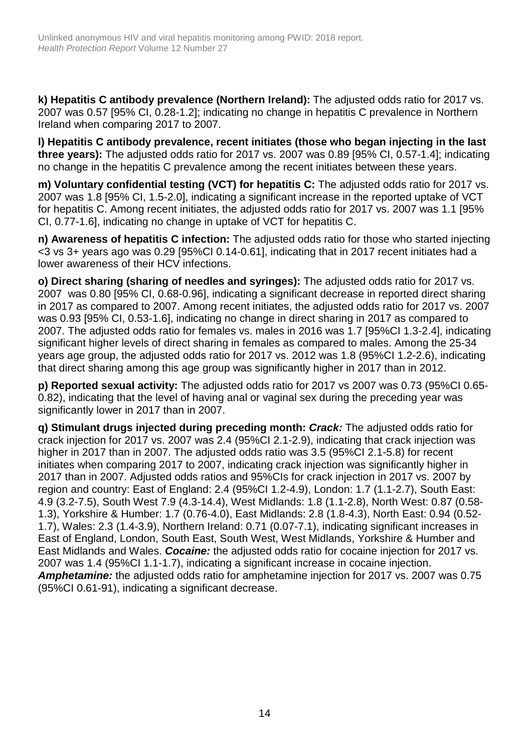**k) Hepatitis C antibody prevalence (Northern Ireland):** The adjusted odds ratio for 2017 vs. 2007 was 0.57 [95% CI, 0.28-1.2]; indicating no change in hepatitis C prevalence in Northern Ireland when comparing 2017 to 2007.

**l) Hepatitis C antibody prevalence, recent initiates (those who began injecting in the last three years):** The adjusted odds ratio for 2017 vs. 2007 was 0.89 [95% CI, 0.57-1.4]; indicating no change in the hepatitis C prevalence among the recent initiates between these years.

**m) Voluntary confidential testing (VCT) for hepatitis C:** The adjusted odds ratio for 2017 vs. 2007 was 1.8 [95% CI, 1.5-2.0], indicating a significant increase in the reported uptake of VCT for hepatitis C. Among recent initiates, the adjusted odds ratio for 2017 vs. 2007 was 1.1 [95% CI, 0.77-1.6], indicating no change in uptake of VCT for hepatitis C.

**n) Awareness of hepatitis C infection:** The adjusted odds ratio for those who started injecting <3 vs 3+ years ago was 0.29 [95%CI 0.14-0.61], indicating that in 2017 recent initiates had a lower awareness of their HCV infections.

**o) Direct sharing (sharing of needles and syringes):** The adjusted odds ratio for 2017 vs. 2007 was 0.80 [95% CI, 0.68-0.96], indicating a significant decrease in reported direct sharing in 2017 as compared to 2007. Among recent initiates, the adjusted odds ratio for 2017 vs. 2007 was 0.93 [95% CI, 0.53-1.6], indicating no change in direct sharing in 2017 as compared to 2007. The adjusted odds ratio for females vs. males in 2016 was 1.7 [95%CI 1.3-2.4], indicating significant higher levels of direct sharing in females as compared to males. Among the 25-34 years age group, the adjusted odds ratio for 2017 vs. 2012 was 1.8 (95%CI 1.2-2.6), indicating that direct sharing among this age group was significantly higher in 2017 than in 2012.

**p) Reported sexual activity:** The adjusted odds ratio for 2017 vs 2007 was 0.73 (95%CI 0.65-0.82), indicating that the level of having anal or vaginal sex during the preceding year was significantly lower in 2017 than in 2007.

**q) Stimulant drugs injected during preceding month:** ***Crack:*** The adjusted odds ratio for crack injection for 2017 vs. 2007 was 2.4 (95%CI 2.1-2.9), indicating that crack injection was higher in 2017 than in 2007. The adjusted odds ratio was 3.5 (95%CI 2.1-5.8) for recent initiates when comparing 2017 to 2007, indicating crack injection was significantly higher in 2017 than in 2007. Adjusted odds ratios and 95%CIs for crack injection in 2017 vs. 2007 by region and country: East of England: 2.4 (95%CI 1.2-4.9), London: 1.7 (1.1-2.7), South East: 4.9 (3.2-7.5), South West 7.9 (4.3-14.4), West Midlands: 1.8 (1.1-2.8), North West: 0.87 (0.58-1.3), Yorkshire & Humber: 1.7 (0.76-4.0), East Midlands: 2.8 (1.8-4.3), North East: 0.94 (0.52-1.7), Wales: 2.3 (1.4-3.9), Northern Ireland: 0.71 (0.07-7.1), indicating significant increases in East of England, London, South East, South West, West Midlands, Yorkshire & Humber and East Midlands and Wales. ***Cocaine:*** the adjusted odds ratio for cocaine injection for 2017 vs. 2007 was 1.4 (95%CI 1.1-1.7), indicating a significant increase in cocaine injection. ***Amphetamine:*** the adjusted odds ratio for amphetamine injection for 2017 vs. 2007 was 0.75 (95%CI 0.61-91), indicating a significant decrease.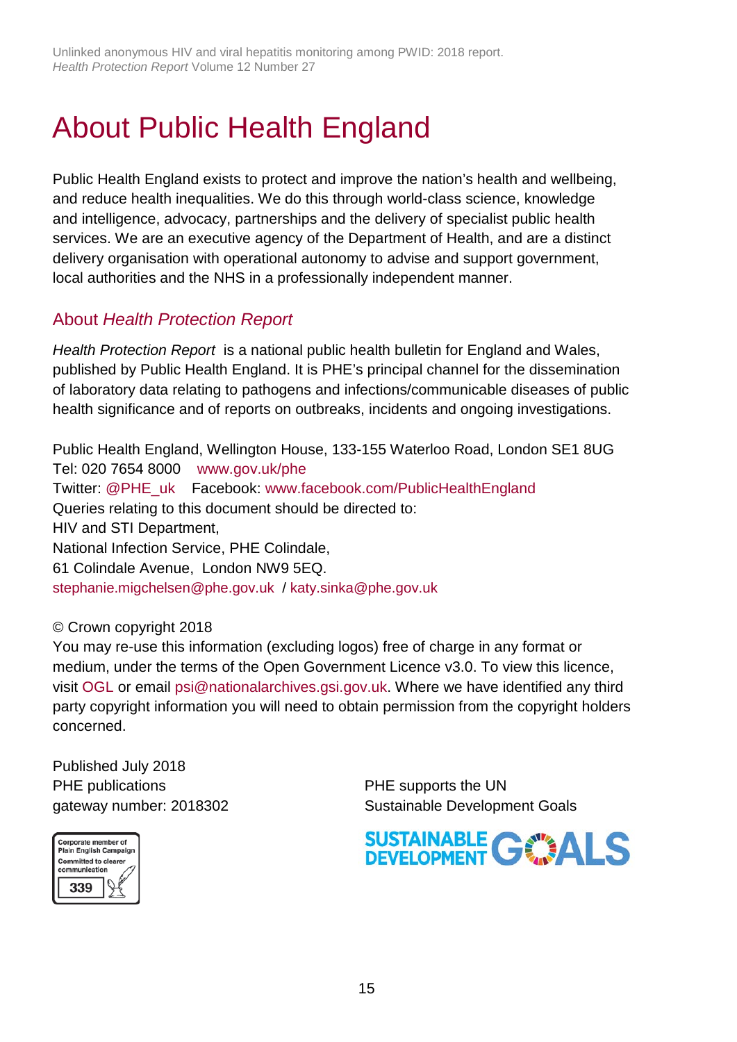# About Public Health England

Public Health England exists to protect and improve the nation's health and wellbeing, and reduce health inequalities. We do this through world-class science, knowledge and intelligence, advocacy, partnerships and the delivery of specialist public health services. We are an executive agency of the Department of Health, and are a distinct delivery organisation with operational autonomy to advise and support government, local authorities and the NHS in a professionally independent manner.

## About *Health Protection Report*

*Health Protection Report* is a national public health bulletin for England and Wales, published by Public Health England. It is PHE's principal channel for the dissemination of laboratory data relating to pathogens and infections/communicable diseases of public health significance and of reports on outbreaks, incidents and ongoing investigations.

Public Health England, Wellington House, 133-155 Waterloo Road, London SE1 8UG
Tel: 020 7654 8000 www.gov.uk/phe
Twitter: @PHE_uk Facebook: www.facebook.com/PublicHealthEngland
Queries relating to this document should be directed to:
HIV and STI Department,
National Infection Service, PHE Colindale,
61 Colindale Avenue, London NW9 5EQ.
stephanie.migchelsen@phe.gov.uk / katy.sinka@phe.gov.uk

© Crown copyright 2018
You may re-use this information (excluding logos) free of charge in any format or medium, under the terms of the Open Government Licence v3.0. To view this licence, visit OGL or email psi@nationalarchives.gsi.gov.uk. Where we have identified any third party copyright information you will need to obtain permission from the copyright holders concerned.

Published July 2018
PHE publications
gateway number: 2018302

PHE supports the UN
Sustainable Development Goals

Corporate member of
Plain English Campaign
Committed to clearer
communication
339

SUSTAINABLE DEVELOPMENT GOALS